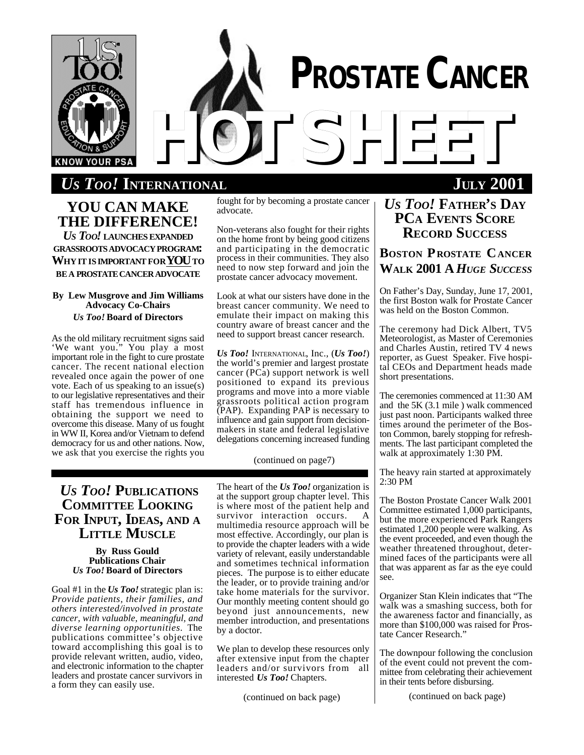# PROSTATE CANCER HOT SHEET

***US TOO!* INTERNATIONAL** **JULY 2001**

## YOU CAN MAKE THE DIFFERENCE!

### *US TOO!* LAUNCHES EXPANDED GRASSROOTS ADVOCACY PROGRAM: WHY IT IS IMPORTANT FOR *YOU* TO BE A PROSTATE CANCER ADVOCATE

**By Lew Musgrove and Jim Williams**
**Advocacy Co-Chairs**
***Us Too!* Board of Directors**

As the old military recruitment signs said 'We want you." You play a most important role in the fight to cure prostate cancer. The recent national election revealed once again the power of one vote. Each of us speaking to an issue(s) to our legislative representatives and their staff has tremendous influence in obtaining the support we need to overcome this disease. Many of us fought in WW II, Korea and/or Vietnam to defend democracy for us and other nations. Now, we ask that you exercise the rights you fought for by becoming a prostate cancer advocate.

Non-veterans also fought for their rights on the home front by being good citizens and participating in the democratic process in their communities. They also need to now step forward and join the prostate cancer advocacy movement.

Look at what our sisters have done in the breast cancer community. We need to emulate their impact on making this country aware of breast cancer and the need to support breast cancer research.

***Us Too!*** INTERNATIONAL, Inc., (***Us Too!***) the world's premier and largest prostate cancer (PCa) support network is well positioned to expand its previous programs and move into a more viable grassroots political action program (PAP). Expanding PAP is necessary to influence and gain support from decision-makers in state and federal legislative delegations concerning increased funding

(continued on page7)

## *US TOO!* PUBLICATIONS COMMITTEE LOOKING FOR INPUT, IDEAS, AND A LITTLE MUSCLE

**By Russ Gould**
**Publications Chair**
***Us Too!* Board of Directors**

Goal #1 in the ***Us Too!*** strategic plan is: *Provide patients, their families, and others interested/involved in prostate cancer, with valuable, meaningful, and diverse learning opportunities.* The publications committee's objective toward accomplishing this goal is to provide relevant written, audio, video, and electronic information to the chapter leaders and prostate cancer survivors in a form they can easily use.

The heart of the ***Us Too!*** organization is at the support group chapter level. This is where most of the patient help and survivor interaction occurs. A multimedia resource approach will be most effective. Accordingly, our plan is to provide the chapter leaders with a wide variety of relevant, easily understandable and sometimes technical information pieces. The purpose is to either educate the leader, or to provide training and/or take home materials for the survivor. Our monthly meeting content should go beyond just announcements, new member introduction, and presentations by a doctor.

We plan to develop these resources only after extensive input from the chapter leaders and/or survivors from all interested ***Us Too!*** Chapters.

(continued on back page)

## *US TOO!* FATHER'S DAY PCA EVENTS SCORE RECORD SUCCESS

### BOSTON PROSTATE CANCER WALK 2001 A *HUGE SUCCESS*

On Father's Day, Sunday, June 17, 2001, the first Boston walk for Prostate Cancer was held on the Boston Common.

The ceremony had Dick Albert, TV5 Meteorologist, as Master of Ceremonies and Charles Austin, retired TV 4 news reporter, as Guest Speaker. Five hospital CEOs and Department heads made short presentations.

The ceremonies commenced at 11:30 AM and the 5K (3.1 mile ) walk commenced just past noon. Participants walked three times around the perimeter of the Boston Common, barely stopping for refreshments. The last participant completed the walk at approximately 1:30 PM.

The heavy rain started at approximately 2:30 PM

The Boston Prostate Cancer Walk 2001 Committee estimated 1,000 participants, but the more experienced Park Rangers estimated 1,200 people were walking. As the event proceeded, and even though the weather threatened throughout, determined faces of the participants were all that was apparent as far as the eye could see.

Organizer Stan Klein indicates that "The walk was a smashing success, both for the awareness factor and financially, as more than $100,000 was raised for Prostate Cancer Research."

The downpour following the conclusion of the event could not prevent the committee from celebrating their achievement in their tents before disbursing.

(continued on back page)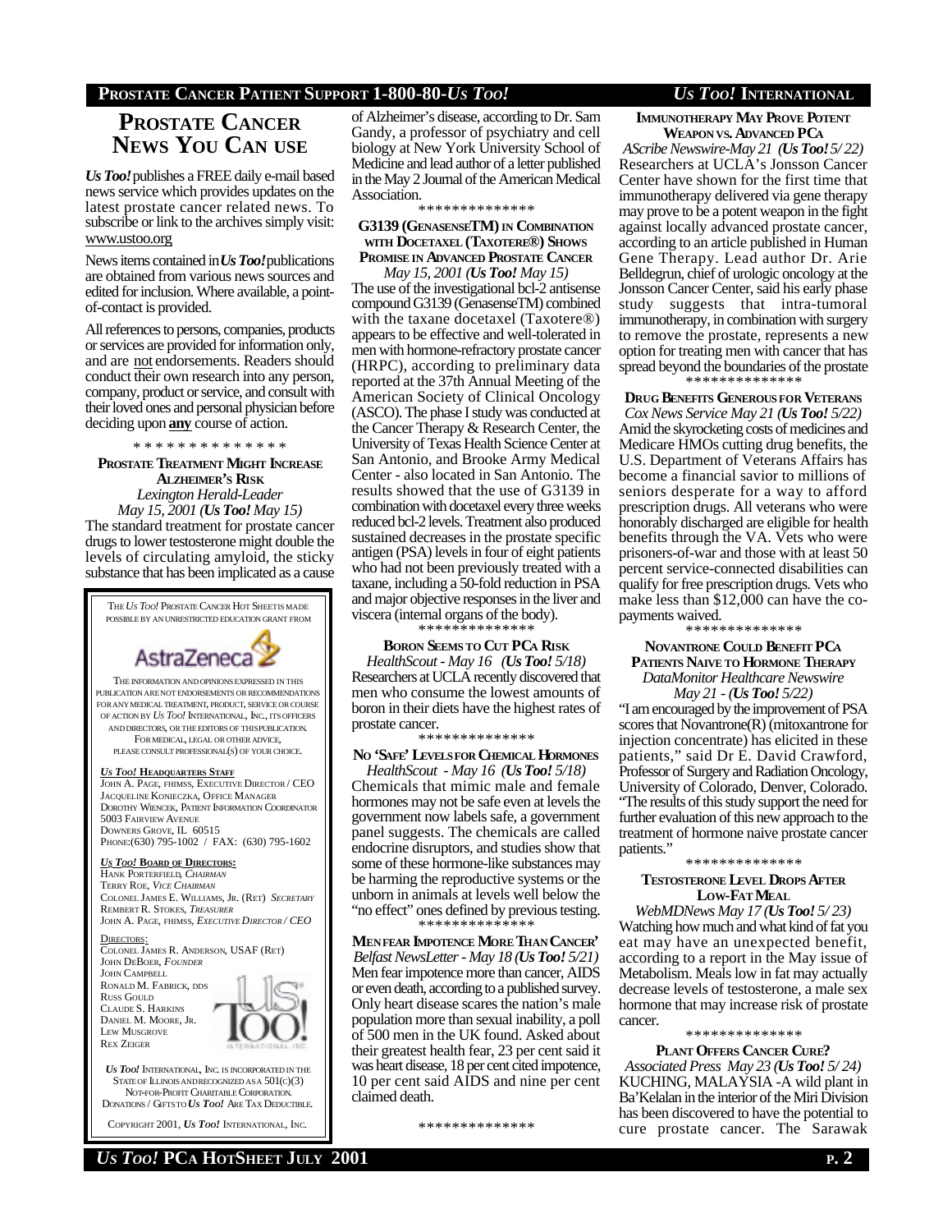# PROSTATE CANCER NEWS YOU CAN USE

***Us Too!*** publishes a FREE daily e-mail based news service which provides updates on the latest prostate cancer related news. To subscribe or link to the archives simply visit: www.ustoo.org

News items contained in ***Us Too!*** publications are obtained from various news sources and edited for inclusion. Where available, a point-of-contact is provided.

All references to persons, companies, products or services are provided for information only, and are not endorsements. Readers should conduct their own research into any person, company, product or service, and consult with their loved ones and personal physician before deciding upon **any** course of action.

\* \* \* \* \* \* \* \* \* \* \* \* \* \*

### PROSTATE TREATMENT MIGHT INCREASE ALZHEIMER'S RISK

*Lexington Herald-Leader*
*May 15, 2001 (**Us Too!** May 15)*

The standard treatment for prostate cancer drugs to lower testosterone might double the levels of circulating amyloid, the sticky substance that has been implicated as a cause of Alzheimer's disease, according to Dr. Sam Gandy, a professor of psychiatry and cell biology at New York University School of Medicine and lead author of a letter published in the May 2 Journal of the American Medical Association.

\*\*\*\*\*\*\*\*\*\*\*\*\*\*

### G3139 (GENASENSETM) IN COMBINATION WITH DOCETAXEL (TAXOTERE®) SHOWS PROMISE IN ADVANCED PROSTATE CANCER

*May 15, 2001 (**Us Too!** May 15)*

The use of the investigational bcl-2 antisense compound G3139 (GenasenseTM) combined with the taxane docetaxel (Taxotere®) appears to be effective and well-tolerated in men with hormone-refractory prostate cancer (HRPC), according to preliminary data reported at the 37th Annual Meeting of the American Society of Clinical Oncology (ASCO). The phase I study was conducted at the Cancer Therapy & Research Center, the University of Texas Health Science Center at San Antonio, and Brooke Army Medical Center - also located in San Antonio. The results showed that the use of G3139 in combination with docetaxel every three weeks reduced bcl-2 levels. Treatment also produced sustained decreases in the prostate specific antigen (PSA) levels in four of eight patients who had not been previously treated with a taxane, including a 50-fold reduction in PSA and major objective responses in the liver and viscera (internal organs of the body).

\*\*\*\*\*\*\*\*\*\*\*\*\*\*

### BORON SEEMS TO CUT PCA RISK

*HealthScout - May 16 (**Us Too!** 5/18)*

Researchers at UCLA recently discovered that men who consume the lowest amounts of boron in their diets have the highest rates of prostate cancer.

\*\*\*\*\*\*\*\*\*\*\*\*\*\*

### NO 'SAFE' LEVELS FOR CHEMICAL HORMONES

*HealthScout - May 16 (**Us Too!** 5/18)*

Chemicals that mimic male and female hormones may not be safe even at levels the government now labels safe, a government panel suggests. The chemicals are called endocrine disruptors, and studies show that some of these hormone-like substances may be harming the reproductive systems or the unborn in animals at levels well below the "no effect" ones defined by previous testing.

\*\*\*\*\*\*\*\*\*\*\*\*\*\*

### MEN FEAR IMPOTENCE MORE THAN CANCER'

*Belfast NewsLetter - May 18 (**Us Too!** 5/21)*

Men fear impotence more than cancer, AIDS or even death, according to a published survey. Only heart disease scares the nation's male population more than sexual inability, a poll of 500 men in the UK found. Asked about their greatest health fear, 23 per cent said it was heart disease, 18 per cent cited impotence, 10 per cent said AIDS and nine per cent claimed death.

\*\*\*\*\*\*\*\*\*\*\*\*\*\*

### IMMUNOTHERAPY MAY PROVE POTENT WEAPON VS. ADVANCED PCA

*AScribe Newswire-May 21 (**Us Too!** 5/22)*

Researchers at UCLA's Jonsson Cancer Center have shown for the first time that immunotherapy delivered via gene therapy may prove to be a potent weapon in the fight against locally advanced prostate cancer, according to an article published in Human Gene Therapy. Lead author Dr. Arie Belldegrun, chief of urologic oncology at the Jonsson Cancer Center, said his early phase study suggests that intra-tumoral immunotherapy, in combination with surgery to remove the prostate, represents a new option for treating men with cancer that has spread beyond the boundaries of the prostate

\*\*\*\*\*\*\*\*\*\*\*\*\*\*

### DRUG BENEFITS GENEROUS FOR VETERANS

*Cox News Service May 21 (**Us Too!** 5/22)*

Amid the skyrocketing costs of medicines and Medicare HMOs cutting drug benefits, the U.S. Department of Veterans Affairs has become a financial savior to millions of seniors desperate for a way to afford prescription drugs. All veterans who were honorably discharged are eligible for health benefits through the VA. Vets who were prisoners-of-war and those with at least 50 percent service-connected disabilities can qualify for free prescription drugs. Vets who make less than $12,000 can have the co-payments waived.

\*\*\*\*\*\*\*\*\*\*\*\*\*\*

### NOVANTRONE COULD BENEFIT PCA PATIENTS NAIVE TO HORMONE THERAPY

*DataMonitor Healthcare Newswire*
*May 21 - (**Us Too!** 5/22)*

"I am encouraged by the improvement of PSA scores that Novantrone(R) (mitoxantrone for injection concentrate) has elicited in these patients," said Dr E. David Crawford, Professor of Surgery and Radiation Oncology, University of Colorado, Denver, Colorado. "The results of this study support the need for further evaluation of this new approach to the treatment of hormone naive prostate cancer patients."

\*\*\*\*\*\*\*\*\*\*\*\*\*\*

### TESTOSTERONE LEVEL DROPS AFTER LOW-FAT MEAL

*WebMDNews May 17 (**Us Too!** 5/23)*

Watching how much and what kind of fat you eat may have an unexpected benefit, according to a report in the May issue of Metabolism. Meals low in fat may actually decrease levels of testosterone, a male sex hormone that may increase risk of prostate cancer.

\*\*\*\*\*\*\*\*\*\*\*\*\*\*

### PLANT OFFERS CANCER CURE?

*Associated Press May 23 (**Us Too!** 5/24)*

KUCHING, MALAYSIA -A wild plant in Ba'Kelalan in the interior of the Miri Division has been discovered to have the potential to cure prostate cancer. The Sarawak

---

THE *US TOO!* PROSTATE CANCER HOT SHEET IS MADE POSSIBLE BY AN UNRESTRICTED EDUCATION GRANT FROM

AstraZeneca

THE INFORMATION AND OPINIONS EXPRESSED IN THIS PUBLICATION ARE NOT ENDORSEMENTS OR RECOMMENDATIONS FOR ANY MEDICAL TREATMENT, PRODUCT, SERVICE OR COURSE OF ACTION BY *US TOO!* INTERNATIONAL, INC., ITS OFFICERS AND DIRECTORS, OR THE EDITORS OF THIS PUBLICATION. FOR MEDICAL, LEGAL OR OTHER ADVICE, PLEASE CONSULT PROFESSIONAL(S) OF YOUR CHOICE.

***US TOO!* HEADQUARTERS STAFF**
JOHN A. PAGE, FHIMSS, EXECUTIVE DIRECTOR / CEO
JACQUELINE KONIECZKA, OFFICE MANAGER
DOROTHY WIENCEK, PATIENT INFORMATION COORDINATOR
5003 FAIRVIEW AVENUE
DOWNERS GROVE, IL 60515
PHONE:(630) 795-1002 / FAX: (630) 795-1602

***US TOO!* BOARD OF DIRECTORS:**
HANK PORTERFIELD, *CHAIRMAN*
TERRY ROE, *VICE CHAIRMAN*
COLONEL JAMES E. WILLIAMS, JR. (RET) *SECRETARY*
REMBERT R. STOKES, *TREASURER*
JOHN A. PAGE, FHIMSS, *EXECUTIVE DIRECTOR / CEO*

DIRECTORS:
COLONEL JAMES R. ANDERSON, USAF (RET)
JOHN DEBOER, *FOUNDER*
JOHN CAMPBELL
RONALD M. FABRICK, DDS
RUSS GOULD
CLAUDE S. HARKINS
DANIEL M. MOORE, JR.
LEW MUSGROVE
REX ZEIGER

***US TOO!*** INTERNATIONAL, INC. IS INCORPORATED IN THE STATE OF ILLINOIS AND RECOGNIZED AS A 501(C)(3) NOT-FOR-PROFIT CHARITABLE CORPORATION. DONATIONS / GIFTS TO ***US TOO!*** ARE TAX DEDUCTIBLE.

COPYRIGHT 2001, ***US TOO!*** INTERNATIONAL, INC.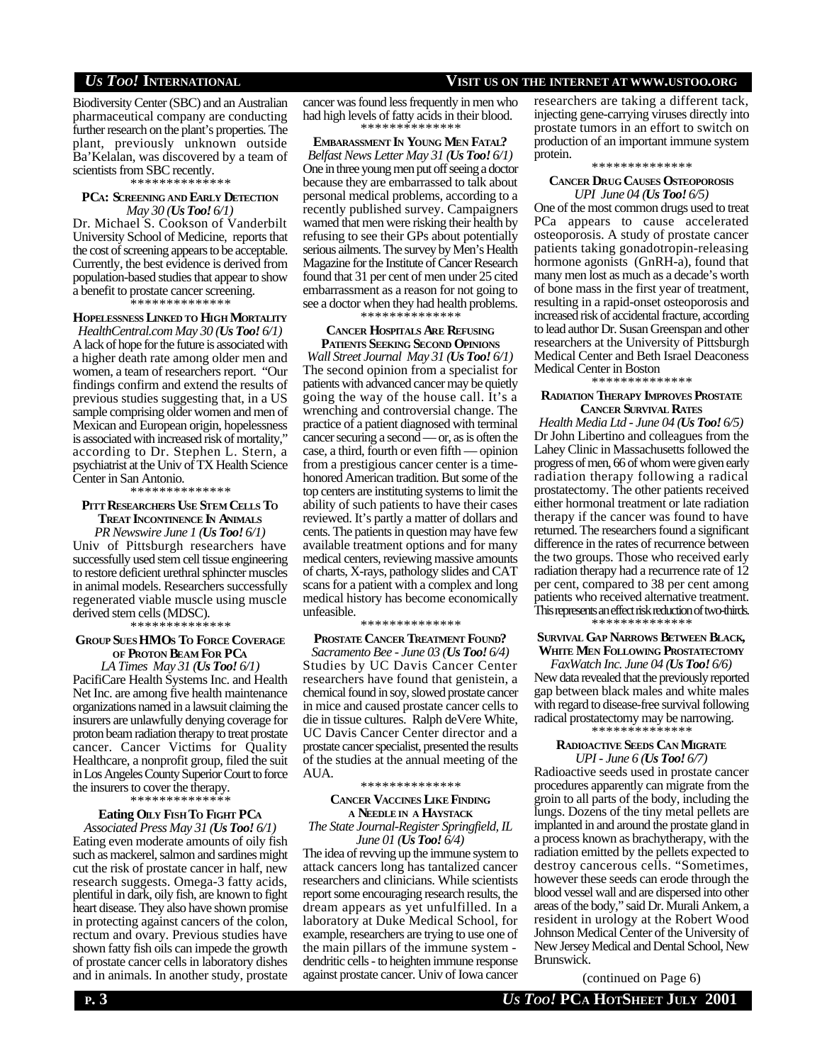Biodiversity Center (SBC) and an Australian pharmaceutical company are conducting further research on the plant's properties. The plant, previously unknown outside Ba'Kelalan, was discovered by a team of scientists from SBC recently.

\**************

### PCa: Screening and Early Detection

*May 30 (**Us Too!** 6/1)*

Dr. Michael S. Cookson of Vanderbilt University School of Medicine, reports that the cost of screening appears to be acceptable. Currently, the best evidence is derived from population-based studies that appear to show a benefit to prostate cancer screening.

\**************

### Hopelessness Linked to High Mortality

*HealthCentral.com May 30 (**Us Too!** 6/1)*

A lack of hope for the future is associated with a higher death rate among older men and women, a team of researchers report. "Our findings confirm and extend the results of previous studies suggesting that, in a US sample comprising older women and men of Mexican and European origin, hopelessness is associated with increased risk of mortality," according to Dr. Stephen L. Stern, a psychiatrist at the Univ of TX Health Science Center in San Antonio.

\**************

### Pitt Researchers Use Stem Cells to Treat Incontinence in Animals

*PR Newswire June 1 (**Us Too!** 6/1)*

Univ of Pittsburgh researchers have successfully used stem cell tissue engineering to restore deficient urethral sphincter muscles in animal models. Researchers successfully regenerated viable muscle using muscle derived stem cells (MDSC).

\**************

### Group Sues HMOs to Force Coverage of Proton Beam for PCa

*LA Times May 31 (**Us Too!** 6/1)*

PacifiCare Health Systems Inc. and Health Net Inc. are among five health maintenance organizations named in a lawsuit claiming the insurers are unlawfully denying coverage for proton beam radiation therapy to treat prostate cancer. Cancer Victims for Quality Healthcare, a nonprofit group, filed the suit in Los Angeles County Superior Court to force the insurers to cover the therapy.

\**************

### Eating Oily Fish to Fight PCa

*Associated Press May 31 (**Us Too!** 6/1)*

Eating even moderate amounts of oily fish such as mackerel, salmon and sardines might cut the risk of prostate cancer in half, new research suggests. Omega-3 fatty acids, plentiful in dark, oily fish, are known to fight heart disease. They also have shown promise in protecting against cancers of the colon, rectum and ovary. Previous studies have shown fatty fish oils can impede the growth of prostate cancer cells in laboratory dishes and in animals. In another study, prostate cancer was found less frequently in men who had high levels of fatty acids in their blood.

\**************

### Embarrassment in Young Men Fatal?

*Belfast News Letter May 31 (**Us Too!** 6/1)*

One in three young men put off seeing a doctor because they are embarrassed to talk about personal medical problems, according to a recently published survey. Campaigners warned that men were risking their health by refusing to see their GPs about potentially serious ailments. The survey by Men's Health Magazine for the Institute of Cancer Research found that 31 per cent of men under 25 cited embarrassment as a reason for not going to see a doctor when they had health problems.

\**************

### Cancer Hospitals Are Refusing Patients Seeking Second Opinions

*Wall Street Journal May 31 (**Us Too!** 6/1)*

The second opinion from a specialist for patients with advanced cancer may be quietly going the way of the house call. It's a wrenching and controversial change. The practice of a patient diagnosed with terminal cancer securing a second — or, as is often the case, a third, fourth or even fifth — opinion from a prestigious cancer center is a time-honored American tradition. But some of the top centers are instituting systems to limit the ability of such patients to have their cases reviewed. It's partly a matter of dollars and cents. The patients in question may have few available treatment options and for many medical centers, reviewing massive amounts of charts, X-rays, pathology slides and CAT scans for a patient with a complex and long medical history has become economically unfeasible.

\**************

### Prostate Cancer Treatment Found?

*Sacramento Bee - June 03 (**Us Too!** 6/4)*

Studies by UC Davis Cancer Center researchers have found that genistein, a chemical found in soy, slowed prostate cancer in mice and caused prostate cancer cells to die in tissue cultures. Ralph deVere White, UC Davis Cancer Center director and a prostate cancer specialist, presented the results of the studies at the annual meeting of the AUA.

\**************

### Cancer Vaccines Like Finding a Needle in a Haystack

*The State Journal-Register Springfield, IL June 01 (**Us Too!** 6/4)*

The idea of revving up the immune system to attack cancers long has tantalized cancer researchers and clinicians. While scientists report some encouraging research results, the dream appears as yet unfulfilled. In a laboratory at Duke Medical School, for example, researchers are trying to use one of the main pillars of the immune system - dendritic cells - to heighten immune response against prostate cancer. Univ of Iowa cancer researchers are taking a different tack, injecting gene-carrying viruses directly into prostate tumors in an effort to switch on production of an important immune system protein.

\**************

### Cancer Drug Causes Osteoporosis

*UPI June 04 (**Us Too!** 6/5)*

One of the most common drugs used to treat PCa appears to cause accelerated osteoporosis. A study of prostate cancer patients taking gonadotropin-releasing hormone agonists (GnRH-a), found that many men lost as much as a decade's worth of bone mass in the first year of treatment, resulting in a rapid-onset osteoporosis and increased risk of accidental fracture, according to lead author Dr. Susan Greenspan and other researchers at the University of Pittsburgh Medical Center and Beth Israel Deaconess Medical Center in Boston

\**************

### Radiation Therapy Improves Prostate Cancer Survival Rates

*Health Media Ltd - June 04 (**Us Too!** 6/5)*

Dr John Libertino and colleagues from the Lahey Clinic in Massachusetts followed the progress of men, 66 of whom were given early radiation therapy following a radical prostatectomy. The other patients received either hormonal treatment or late radiation therapy if the cancer was found to have returned. The researchers found a significant difference in the rates of recurrence between the two groups. Those who received early radiation therapy had a recurrence rate of 12 per cent, compared to 38 per cent among patients who received alternative treatment. This represents an effect risk reduction of two-thirds.

\**************

### Survival Gap Narrows Between Black, White Men Following Prostatectomy

*FaxWatch Inc. June 04 (**Us Too!** 6/6)*

New data revealed that the previously reported gap between black males and white males with regard to disease-free survival following radical prostatectomy may be narrowing.

\**************

### Radioactive Seeds Can Migrate

*UPI - June 6 (**Us Too!** 6/7)*

Radioactive seeds used in prostate cancer procedures apparently can migrate from the groin to all parts of the body, including the lungs. Dozens of the tiny metal pellets are implanted in and around the prostate gland in a process known as brachytherapy, with the radiation emitted by the pellets expected to destroy cancerous cells. "Sometimes, however these seeds can erode through the blood vessel wall and are dispersed into other areas of the body," said Dr. Murali Ankem, a resident in urology at the Robert Wood Johnson Medical Center of the University of New Jersey Medical and Dental School, New Brunswick.

(continued on Page 6)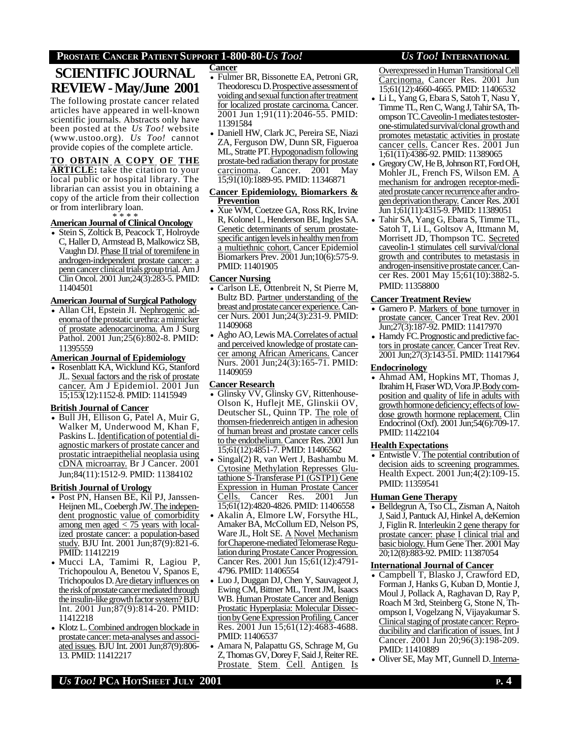# SCIENTIFIC JOURNAL REVIEW - May/June 2001

The following prostate cancer related articles have appeared in well-known scientific journals. Abstracts only have been posted at the *Us Too!* website (www.ustoo.org). *Us Too!* cannot provide copies of the complete article.

**TO OBTAIN A COPY OF THE ARTICLE:** take the citation to your local public or hospital library. The librarian can assist you in obtaining a copy of the article from their collection or from interlibrary loan.

\* \* \* \*

### American Journal of Clinical Oncology

- Stein S, Zoltick B, Peacock T, Holroyde C, Haller D, Armstead B, Malkowicz SB, Vaughn DJ. Phase II trial of toremifene in androgen-independent prostate cancer: a penn cancer clinical trials group trial. Am J Clin Oncol. 2001 Jun;24(3):283-5. PMID: 11404501

### American Journal of Surgical Pathology

- Allan CH, Epstein JI. Nephrogenic adenoma of the prostatic urethra: a mimicker of prostate adenocarcinoma. Am J Surg Pathol. 2001 Jun;25(6):802-8. PMID: 11395559

### American Journal of Epidemiology

- Rosenblatt KA, Wicklund KG, Stanford JL. Sexual factors and the risk of prostate cancer. Am J Epidemiol. 2001 Jun 15;153(12):1152-8. PMID: 11415949

### British Journal of Cancer

- Bull JH, Ellison G, Patel A, Muir G, Walker M, Underwood M, Khan F, Paskins L. Identification of potential diagnostic markers of prostate cancer and prostatic intraepithelial neoplasia using cDNA microarray. Br J Cancer. 2001 Jun;84(11):1512-9. PMID: 11384102

### British Journal of Urology

- Post PN, Hansen BE, Kil PJ, Janssen-Heijnen ML, Coebergh JW. The independent prognostic value of comorbidity among men aged < 75 years with localized prostate cancer: a population-based study. BJU Int. 2001 Jun;87(9):821-6. PMID: 11412219
- Mucci LA, Tamimi R, Lagiou P, Trichopoulou A, Benetou V, Spanos E, Trichopoulos D. Are dietary influences on the risk of prostate cancer mediated through the insulin-like growth factor system? BJU Int. 2001 Jun;87(9):814-20. PMID: 11412218
- Klotz L. Combined androgen blockade in prostate cancer: meta-analyses and associated issues. BJU Int. 2001 Jun;87(9):806-13. PMID: 11412217

### Cancer

- Fulmer BR, Bissonette EA, Petroni GR, Theodorescu D. Prospective assessment of voiding and sexual function after treatment for localized prostate carcinoma. Cancer. 2001 Jun 1;91(11):2046-55. PMID: 11391584
- Daniell HW, Clark JC, Pereira SE, Niazi ZA, Ferguson DW, Dunn SR, Figueroa ML, Stratte PT. Hypogonadism following prostate-bed radiation therapy for prostate carcinoma. Cancer. 2001 May 15;91(10):1889-95. PMID: 11346871

### Cancer Epidemiology, Biomarkers & Prevention

- Xue WM, Coetzee GA, Ross RK, Irvine R, Kolonel L, Henderson BE, Ingles SA. Genetic determinants of serum prostate-specific antigen levels in healthy men from a multiethnic cohort. Cancer Epidemiol Biomarkers Prev. 2001 Jun;10(6):575-9. PMID: 11401905

### Cancer Nursing

- Carlson LE, Ottenbreit N, St Pierre M, Bultz BD. Partner understanding of the breast and prostate cancer experience. Cancer Nurs. 2001 Jun;24(3):231-9. PMID: 11409068
- Agho AO, Lewis MA. Correlates of actual and perceived knowledge of prostate cancer among African Americans. Cancer Nurs. 2001 Jun;24(3):165-71. PMID: 11409059

### Cancer Research

- Glinsky VV, Glinsky GV, Rittenhouse-Olson K, Huflejt ME, Glinskii OV, Deutscher SL, Quinn TP. The role of thomsen-friedenreich antigen in adhesion of human breast and prostate cancer cells to the endothelium. Cancer Res. 2001 Jun 15;61(12):4851-7. PMID: 11406562
- Singal(2) R, van Wert J, Bashambu M. Cytosine Methylation Represses Glutathione S-Transferase P1 (GSTP1) Gene Expression in Human Prostate Cancer Cells. Cancer Res. 2001 Jun 15;61(12):4820-4826. PMID: 11406558
- Akalin A, Elmore LW, Forsythe HL, Amaker BA, McCollum ED, Nelson PS, Ware JL, Holt SE. A Novel Mechanism for Chaperone-mediated Telomerase Regulation during Prostate Cancer Progression. Cancer Res. 2001 Jun 15;61(12):4791-4796. PMID: 11406554
- Luo J, Duggan DJ, Chen Y, Sauvageot J, Ewing CM, Bittner ML, Trent JM, Isaacs WB. Human Prostate Cancer and Benign Prostatic Hyperplasia: Molecular Dissection by Gene Expression Profiling. Cancer Res. 2001 Jun 15;61(12):4683-4688. PMID: 11406537
- Amara N, Palapattu GS, Schrage M, Gu Z, Thomas GV, Dorey F, Said J, Reiter RE. Prostate Stem Cell Antigen Is Overexpressed in Human Transitional Cell Carcinoma. Cancer Res. 2001 Jun 15;61(12):4660-4665. PMID: 11406532
- Li L, Yang G, Ebara S, Satoh T, Nasu Y, Timme TL, Ren C, Wang J, Tahir SA, Thompson TC. Caveolin-1 mediates testosterone-stimulated survival/clonal growth and promotes metastatic activities in prostate cancer cells. Cancer Res. 2001 Jun 1;61(11):4386-92. PMID: 11389065
- Gregory CW, He B, Johnson RT, Ford OH, Mohler JL, French FS, Wilson EM. A mechanism for androgen receptor-mediated prostate cancer recurrence after androgen deprivation therapy. Cancer Res. 2001 Jun 1;61(11):4315-9. PMID: 11389051
- Tahir SA, Yang G, Ebara S, Timme TL, Satoh T, Li L, Goltsov A, Ittmann M, Morrisett JD, Thompson TC. Secreted caveolin-1 stimulates cell survival/clonal growth and contributes to metastasis in androgen-insensitive prostate cancer. Cancer Res. 2001 May 15;61(10):3882-5. PMID: 11358800

### Cancer Treatment Review

- Garnero P. Markers of bone turnover in prostate cancer. Cancer Treat Rev. 2001 Jun;27(3):187-92. PMID: 11417970
- Hamdy FC. Prognostic and predictive factors in prostate cancer. Cancer Treat Rev. 2001 Jun;27(3):143-51. PMID: 11417964

### Endocrinology

- Ahmad AM, Hopkins MT, Thomas J, Ibrahim H, Fraser WD, Vora JP. Body composition and quality of life in adults with growth hormone deficiency; effects of low-dose growth hormone replacement. Clin Endocrinol (Oxf). 2001 Jun;54(6):709-17. PMID: 11422104

### Health Expectations

- Entwistle V. The potential contribution of decision aids to screening programmes. Health Expect. 2001 Jun;4(2):109-15. PMID: 11359541

### Human Gene Therapy

- Belldegrun A, Tso CL, Zisman A, Naitoh J, Said J, Pantuck AJ, Hinkel A, deKernion J, Figlin R. Interleukin 2 gene therapy for prostate cancer: phase I clinical trial and basic biology. Hum Gene Ther. 2001 May 20;12(8):883-92. PMID: 11387054

### International Journal of Cancer

- Campbell T, Blasko J, Crawford ED, Forman J, Hanks G, Kuban D, Montie J, Moul J, Pollack A, Raghavan D, Ray P, Roach M 3rd, Steinberg G, Stone N, Thompson I, Vogelzang N, Vijayakumar S. Clinical staging of prostate cancer: Reproducibility and clarification of issues. Int J Cancer. 2001 Jun 20;96(3):198-209. PMID: 11410889
- Oliver SE, May MT, Gunnell D. Interna-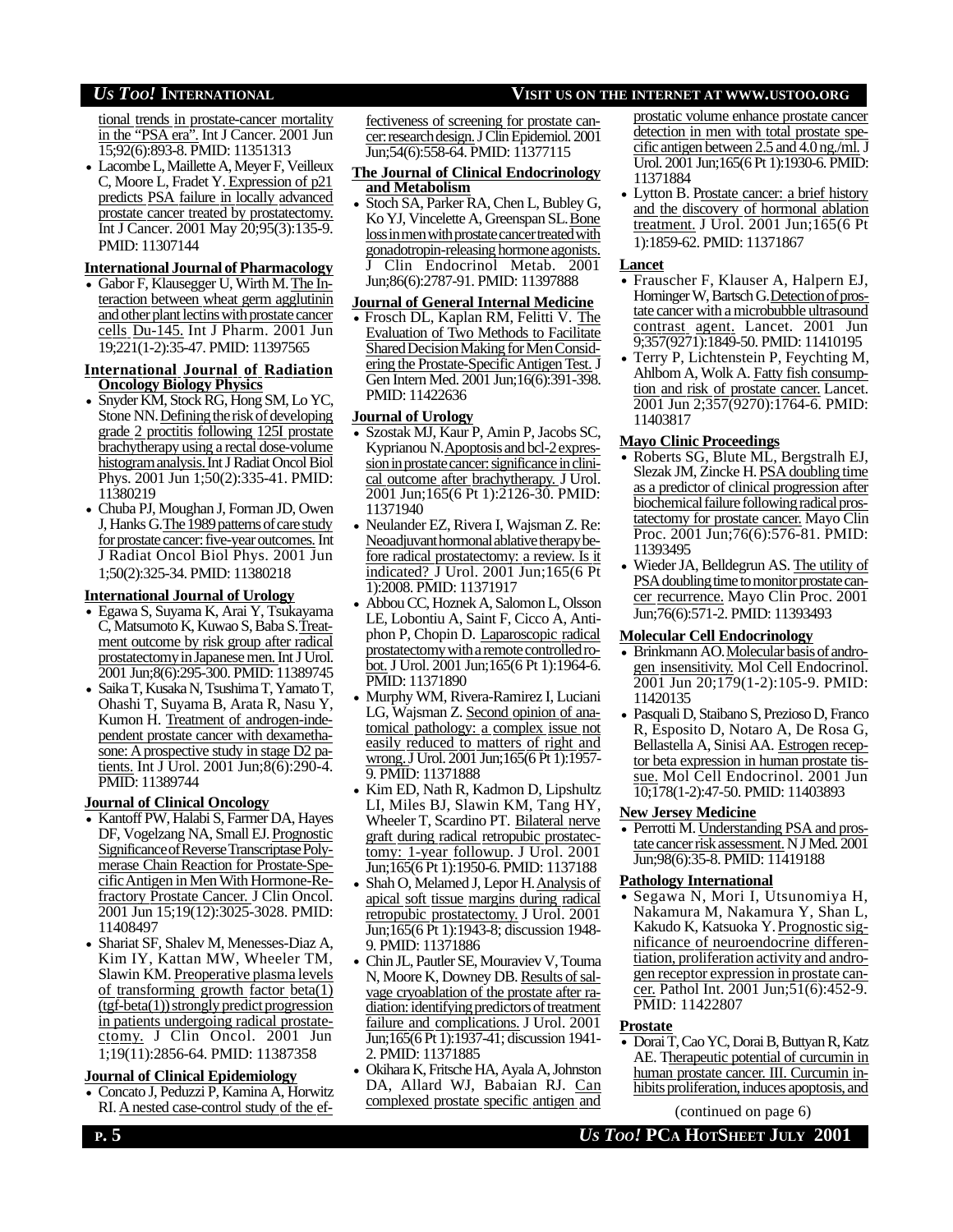tional trends in prostate-cancer mortality in the "PSA era". Int J Cancer. 2001 Jun 15;92(6):893-8. PMID: 11351313

- Lacombe L, Maillette A, Meyer F, Veilleux C, Moore L, Fradet Y. Expression of p21 predicts PSA failure in locally advanced prostate cancer treated by prostatectomy. Int J Cancer. 2001 May 20;95(3):135-9. PMID: 11307144

**International Journal of Pharmacology**

- Gabor F, Klausegger U, Wirth M. The Interaction between wheat germ agglutinin and other plant lectins with prostate cancer cells Du-145. Int J Pharm. 2001 Jun 19;221(1-2):35-47. PMID: 11397565

**International Journal of Radiation Oncology Biology Physics**

- Snyder KM, Stock RG, Hong SM, Lo YC, Stone NN. Defining the risk of developing grade 2 proctitis following 125I prostate brachytherapy using a rectal dose-volume histogram analysis. Int J Radiat Oncol Biol Phys. 2001 Jun 1;50(2):335-41. PMID: 11380219
- Chuba PJ, Moughan J, Forman JD, Owen J, Hanks G. The 1989 patterns of care study for prostate cancer: five-year outcomes. Int J Radiat Oncol Biol Phys. 2001 Jun 1;50(2):325-34. PMID: 11380218

**International Journal of Urology**

- Egawa S, Suyama K, Arai Y, Tsukayama C, Matsumoto K, Kuwao S, Baba S. Treatment outcome by risk group after radical prostatectomy in Japanese men. Int J Urol. 2001 Jun;8(6):295-300. PMID: 11389745
- Saika T, Kusaka N, Tsushima T, Yamato T, Ohashi T, Suyama B, Arata R, Nasu Y, Kumon H. Treatment of androgen-independent prostate cancer with dexamethasone: A prospective study in stage D2 patients. Int J Urol. 2001 Jun;8(6):290-4. PMID: 11389744

**Journal of Clinical Oncology**

- Kantoff PW, Halabi S, Farmer DA, Hayes DF, Vogelzang NA, Small EJ. Prognostic Significance of Reverse Transcriptase Polymerase Chain Reaction for Prostate-Specific Antigen in Men With Hormone-Refractory Prostate Cancer. J Clin Oncol. 2001 Jun 15;19(12):3025-3028. PMID: 11408497
- Shariat SF, Shalev M, Menesses-Diaz A, Kim IY, Kattan MW, Wheeler TM, Slawin KM. Preoperative plasma levels of transforming growth factor beta(1) (tgf-beta(1)) strongly predict progression in patients undergoing radical prostatectomy. J Clin Oncol. 2001 Jun 1;19(11):2856-64. PMID: 11387358

**Journal of Clinical Epidemiology**

- Concato J, Peduzzi P, Kamina A, Horwitz RI. A nested case-control study of the effectiveness of screening for prostate cancer: research design. J Clin Epidemiol. 2001 Jun;54(6):558-64. PMID: 11377115

**The Journal of Clinical Endocrinology and Metabolism**

- Stoch SA, Parker RA, Chen L, Bubley G, Ko YJ, Vincelette A, Greenspan SL. Bone loss in men with prostate cancer treated with gonadotropin-releasing hormone agonists. J Clin Endocrinol Metab. 2001 Jun;86(6):2787-91. PMID: 11397888

**Journal of General Internal Medicine**

- Frosch DL, Kaplan RM, Felitti V. The Evaluation of Two Methods to Facilitate Shared Decision Making for Men Considering the Prostate-Specific Antigen Test. J Gen Intern Med. 2001 Jun;16(6):391-398. PMID: 11422636

**Journal of Urology**

- Szostak MJ, Kaur P, Amin P, Jacobs SC, Kyprianou N. Apoptosis and bcl-2 expression in prostate cancer: significance in clinical outcome after brachytherapy. J Urol. 2001 Jun;165(6 Pt 1):2126-30. PMID: 11371940
- Neulander EZ, Rivera I, Wajsman Z. Re: Neoadjuvant hormonal ablative therapy before radical prostatectomy: a review. Is it indicated? J Urol. 2001 Jun;165(6 Pt 1):2008. PMID: 11371917
- Abbou CC, Hoznek A, Salomon L, Olsson LE, Lobontiu A, Saint F, Cicco A, Antiphon P, Chopin D. Laparoscopic radical prostatectomy with a remote controlled robot. J Urol. 2001 Jun;165(6 Pt 1):1964-6. PMID: 11371890
- Murphy WM, Rivera-Ramirez I, Luciani LG, Wajsman Z. Second opinion of anatomical pathology: a complex issue not easily reduced to matters of right and wrong. J Urol. 2001 Jun;165(6 Pt 1):1957-9. PMID: 11371888
- Kim ED, Nath R, Kadmon D, Lipshultz LI, Miles BJ, Slawin KM, Tang HY, Wheeler T, Scardino PT. Bilateral nerve graft during radical retropubic prostatectomy: 1-year followup. J Urol. 2001 Jun;165(6 Pt 1):1950-6. PMID: 1137188
- Shah O, Melamed J, Lepor H. Analysis of apical soft tissue margins during radical retropubic prostatectomy. J Urol. 2001 Jun;165(6 Pt 1):1943-8; discussion 1948-9. PMID: 11371886
- Chin JL, Pautler SE, Mouraviev V, Touma N, Moore K, Downey DB. Results of salvage cryoablation of the prostate after radiation: identifying predictors of treatment failure and complications. J Urol. 2001 Jun;165(6 Pt 1):1937-41; discussion 1941-2. PMID: 11371885
- Okihara K, Fritsche HA, Ayala A, Johnston DA, Allard WJ, Babaian RJ. Can complexed prostate specific antigen and prostatic volume enhance prostate cancer detection in men with total prostate specific antigen between 2.5 and 4.0 ng./ml. J Urol. 2001 Jun;165(6 Pt 1):1930-6. PMID: 11371884
- Lytton B. Prostate cancer: a brief history and the discovery of hormonal ablation treatment. J Urol. 2001 Jun;165(6 Pt 1):1859-62. PMID: 11371867

**Lancet**

- Frauscher F, Klauser A, Halpern EJ, Horninger W, Bartsch G. Detection of prostate cancer with a microbubble ultrasound contrast agent. Lancet. 2001 Jun 9;357(9271):1849-50. PMID: 11410195
- Terry P, Lichtenstein P, Feychting M, Ahlbom A, Wolk A. Fatty fish consumption and risk of prostate cancer. Lancet. 2001 Jun 2;357(9270):1764-6. PMID: 11403817

**Mayo Clinic Proceedings**

- Roberts SG, Blute ML, Bergstralh EJ, Slezak JM, Zincke H. PSA doubling time as a predictor of clinical progression after biochemical failure following radical prostatectomy for prostate cancer. Mayo Clin Proc. 2001 Jun;76(6):576-81. PMID: 11393495
- Wieder JA, Belldegrun AS. The utility of PSA doubling time to monitor prostate cancer recurrence. Mayo Clin Proc. 2001 Jun;76(6):571-2. PMID: 11393493

**Molecular Cell Endocrinology**

- Brinkmann AO. Molecular basis of androgen insensitivity. Mol Cell Endocrinol. 2001 Jun 20;179(1-2):105-9. PMID: 11420135
- Pasquali D, Staibano S, Prezioso D, Franco R, Esposito D, Notaro A, De Rosa G, Bellastella A, Sinisi AA. Estrogen receptor beta expression in human prostate tissue. Mol Cell Endocrinol. 2001 Jun 10;178(1-2):47-50. PMID: 11403893

**New Jersey Medicine**

- Perrotti M. Understanding PSA and prostate cancer risk assessment. N J Med. 2001 Jun;98(6):35-8. PMID: 11419188

**Pathology International**

- Segawa N, Mori I, Utsunomiya H, Nakamura M, Nakamura Y, Shan L, Kakudo K, Katsuoka Y. Prognostic significance of neuroendocrine differentiation, proliferation activity and androgen receptor expression in prostate cancer. Pathol Int. 2001 Jun;51(6):452-9. PMID: 11422807

**Prostate**

- Dorai T, Cao YC, Dorai B, Buttyan R, Katz AE. Therapeutic potential of curcumin in human prostate cancer. III. Curcumin inhibits proliferation, induces apoptosis, and

(continued on page 6)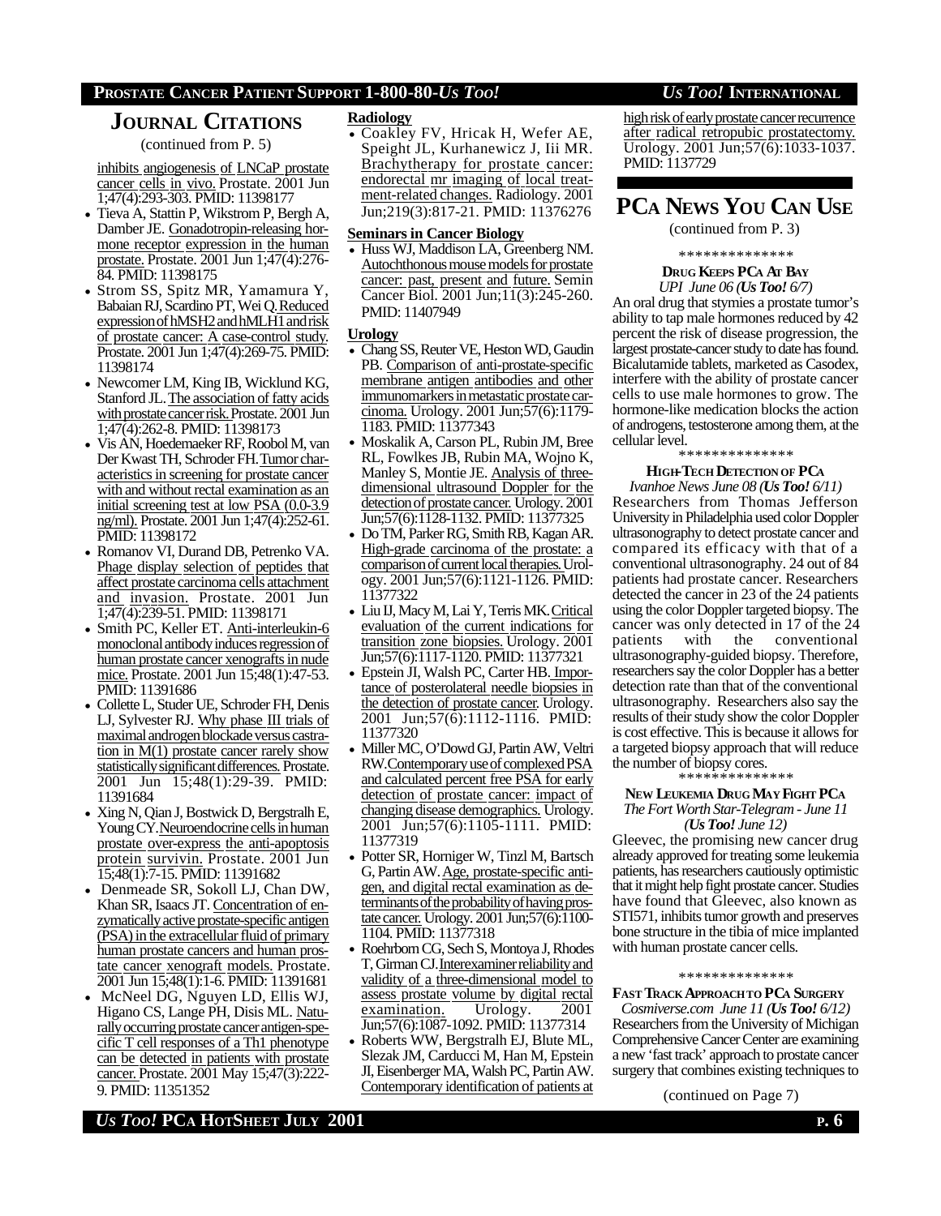## JOURNAL CITATIONS

(continued from P. 5)

inhibits angiogenesis of LNCaP prostate cancer cells in vivo. Prostate. 2001 Jun 1;47(4):293-303. PMID: 11398177

- Tieva A, Stattin P, Wikstrom P, Bergh A, Damber JE. Gonadotropin-releasing hormone receptor expression in the human prostate. Prostate. 2001 Jun 1;47(4):276-84. PMID: 11398175
- Strom SS, Spitz MR, Yamamura Y, Babaian RJ, Scardino PT, Wei Q. Reduced expression of hMSH2 and hMLH1 and risk of prostate cancer: A case-control study. Prostate. 2001 Jun 1;47(4):269-75. PMID: 11398174
- Newcomer LM, King IB, Wicklund KG, Stanford JL. The association of fatty acids with prostate cancer risk. Prostate. 2001 Jun 1;47(4):262-8. PMID: 11398173
- Vis AN, Hoedemaeker RF, Roobol M, van Der Kwast TH, Schroder FH. Tumor characteristics in screening for prostate cancer with and without rectal examination as an initial screening test at low PSA (0.0-3.9 ng/ml). Prostate. 2001 Jun 1;47(4):252-61. PMID: 11398172
- Romanov VI, Durand DB, Petrenko VA. Phage display selection of peptides that affect prostate carcinoma cells attachment and invasion. Prostate. 2001 Jun 1;47(4):239-51. PMID: 11398171
- Smith PC, Keller ET. Anti-interleukin-6 monoclonal antibody induces regression of human prostate cancer xenografts in nude mice. Prostate. 2001 Jun 15;48(1):47-53. PMID: 11391686
- Collette L, Studer UE, Schroder FH, Denis LJ, Sylvester RJ. Why phase III trials of maximal androgen blockade versus castration in M(1) prostate cancer rarely show statistically significant differences. Prostate. 2001 Jun 15;48(1):29-39. PMID: 11391684
- Xing N, Qian J, Bostwick D, Bergstralh E, Young CY. Neuroendocrine cells in human prostate over-express the anti-apoptosis protein survivin. Prostate. 2001 Jun 15;48(1):7-15. PMID: 11391682
- Denmeade SR, Sokoll LJ, Chan DW, Khan SR, Isaacs JT. Concentration of enzymatically active prostate-specific antigen (PSA) in the extracellular fluid of primary human prostate cancers and human prostate cancer xenograft models. Prostate. 2001 Jun 15;48(1):1-6. PMID: 11391681
- McNeel DG, Nguyen LD, Ellis WJ, Higano CS, Lange PH, Disis ML. Naturally occurring prostate cancer antigen-specific T cell responses of a Th1 phenotype can be detected in patients with prostate cancer. Prostate. 2001 May 15;47(3):222-9. PMID: 11351352

**Radiology**

- Coakley FV, Hricak H, Wefer AE, Speight JL, Kurhanewicz J, Iii MR. Brachytherapy for prostate cancer: endorectal mr imaging of local treatment-related changes. Radiology. 2001 Jun;219(3):817-21. PMID: 11376276

**Seminars in Cancer Biology**

- Huss WJ, Maddison LA, Greenberg NM. Autochthonous mouse models for prostate cancer: past, present and future. Semin Cancer Biol. 2001 Jun;11(3):245-260. PMID: 11407949

**Urology**

- Chang SS, Reuter VE, Heston WD, Gaudin PB. Comparison of anti-prostate-specific membrane antigen antibodies and other immunomarkers in metastatic prostate carcinoma. Urology. 2001 Jun;57(6):1179-1183. PMID: 11377343
- Moskalik A, Carson PL, Rubin JM, Bree RL, Fowlkes JB, Rubin MA, Wojno K, Manley S, Montie JE. Analysis of three-dimensional ultrasound Doppler for the detection of prostate cancer. Urology. 2001 Jun;57(6):1128-1132. PMID: 11377325
- Do TM, Parker RG, Smith RB, Kagan AR. High-grade carcinoma of the prostate: a comparison of current local therapies. Urology. 2001 Jun;57(6):1121-1126. PMID: 11377322
- Liu IJ, Macy M, Lai Y, Terris MK. Critical evaluation of the current indications for transition zone biopsies. Urology. 2001 Jun;57(6):1117-1120. PMID: 11377321
- Epstein JI, Walsh PC, Carter HB. Importance of posterolateral needle biopsies in the detection of prostate cancer. Urology. 2001 Jun;57(6):1112-1116. PMID: 11377320
- Miller MC, O'Dowd GJ, Partin AW, Veltri RW. Contemporary use of complexed PSA and calculated percent free PSA for early detection of prostate cancer: impact of changing disease demographics. Urology. 2001 Jun;57(6):1105-1111. PMID: 11377319
- Potter SR, Horniger W, Tinzl M, Bartsch G, Partin AW. Age, prostate-specific antigen, and digital rectal examination as determinants of the probability of having prostate cancer. Urology. 2001 Jun;57(6):1100-1104. PMID: 11377318
- Roehrborn CG, Sech S, Montoya J, Rhodes T, Girman CJ. Interexaminer reliability and validity of a three-dimensional model to assess prostate volume by digital rectal examination. Urology. 2001 Jun;57(6):1087-1092. PMID: 11377314
- Roberts WW, Bergstralh EJ, Blute ML, Slezak JM, Carducci M, Han M, Epstein JI, Eisenberger MA, Walsh PC, Partin AW. Contemporary identification of patients at high risk of early prostate cancer recurrence after radical retropubic prostatectomy. Urology. 2001 Jun;57(6):1033-1037. PMID: 1137729

## PCA NEWS YOU CAN USE

(continued from P. 3)

\*\*\*\*\*\*\*\*\*\*\*\*\*\*

### DRUG KEEPS PCA AT BAY

*UPI June 06 (**Us Too!** 6/7)*

An oral drug that stymies a prostate tumor's ability to tap male hormones reduced by 42 percent the risk of disease progression, the largest prostate-cancer study to date has found. Bicalutamide tablets, marketed as Casodex, interfere with the ability of prostate cancer cells to use male hormones to grow. The hormone-like medication blocks the action of androgens, testosterone among them, at the cellular level.

\*\*\*\*\*\*\*\*\*\*\*\*\*\*

### HIGH-TECH DETECTION OF PCA

*Ivanhoe News June 08 (**Us Too!** 6/11)*

Researchers from Thomas Jefferson University in Philadelphia used color Doppler ultrasonography to detect prostate cancer and compared its efficacy with that of a conventional ultrasonography. 24 out of 84 patients had prostate cancer. Researchers detected the cancer in 23 of the 24 patients using the color Doppler targeted biopsy. The cancer was only detected in 17 of the 24 patients with the conventional ultrasonography-guided biopsy. Therefore, researchers say the color Doppler has a better detection rate than that of the conventional ultrasonography. Researchers also say the results of their study show the color Doppler is cost effective. This is because it allows for a targeted biopsy approach that will reduce the number of biopsy cores.

\*\*\*\*\*\*\*\*\*\*\*\*\*\*

### NEW LEUKEMIA DRUG MAY FIGHT PCA

*The Fort Worth Star-Telegram - June 11 (**Us Too!** June 12)*

Gleevec, the promising new cancer drug already approved for treating some leukemia patients, has researchers cautiously optimistic that it might help fight prostate cancer. Studies have found that Gleevec, also known as STI571, inhibits tumor growth and preserves bone structure in the tibia of mice implanted with human prostate cancer cells.

\*\*\*\*\*\*\*\*\*\*\*\*\*\*

### FAST TRACK APPROACH TO PCA SURGERY

*Cosmiverse.com June 11 (**Us Too!** 6/12)*

Researchers from the University of Michigan Comprehensive Cancer Center are examining a new 'fast track' approach to prostate cancer surgery that combines existing techniques to

(continued on Page 7)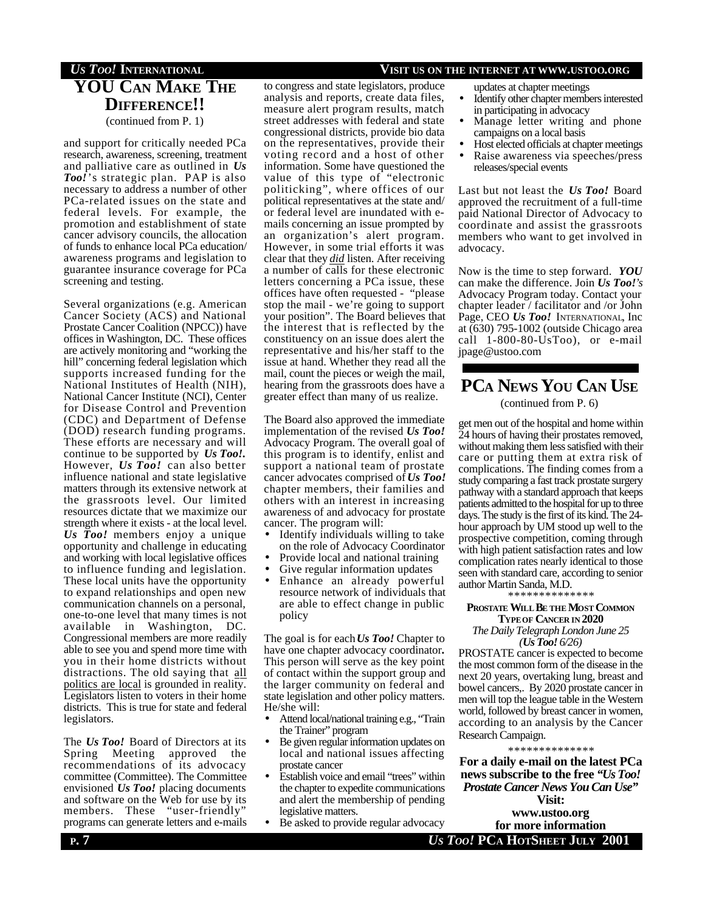## YOU CAN MAKE THE DIFFERENCE!!

(continued from P. 1)

and support for critically needed PCa research, awareness, screening, treatment and palliative care as outlined in ***Us Too!***'s strategic plan. PAP is also necessary to address a number of other PCa-related issues on the state and federal levels. For example, the promotion and establishment of state cancer advisory councils, the allocation of funds to enhance local PCa education/ awareness programs and legislation to guarantee insurance coverage for PCa screening and testing.

Several organizations (e.g. American Cancer Society (ACS) and National Prostate Cancer Coalition (NPCC)) have offices in Washington, DC. These offices are actively monitoring and "working the hill" concerning federal legislation which supports increased funding for the National Institutes of Health (NIH), National Cancer Institute (NCI), Center for Disease Control and Prevention (CDC) and Department of Defense (DOD) research funding programs. These efforts are necessary and will continue to be supported by ***Us Too!***. However, ***Us Too!*** can also better influence national and state legislative matters through its extensive network at the grassroots level. Our limited resources dictate that we maximize our strength where it exists - at the local level. ***Us Too!*** members enjoy a unique opportunity and challenge in educating and working with local legislative offices to influence funding and legislation. These local units have the opportunity to expand relationships and open new communication channels on a personal, one-to-one level that many times is not available in Washington, DC. Congressional members are more readily able to see you and spend more time with you in their home districts without distractions. The old saying that all politics are local is grounded in reality. Legislators listen to voters in their home districts. This is true for state and federal legislators.

The ***Us Too!*** Board of Directors at its Spring Meeting approved the recommendations of its advocacy committee (Committee). The Committee envisioned ***Us Too!*** placing documents and software on the Web for use by its members. These "user-friendly" programs can generate letters and e-mails to congress and state legislators, produce analysis and reports, create data files, measure alert program results, match street addresses with federal and state congressional districts, provide bio data on the representatives, provide their voting record and a host of other information. Some have questioned the value of this type of "electronic politicking", where offices of our political representatives at the state and/ or federal level are inundated with e-mails concerning an issue prompted by an organization's alert program. However, in some trial efforts it was clear that they ***did*** listen. After receiving a number of calls for these electronic letters concerning a PCa issue, these offices have often requested - "please stop the mail - we're going to support your position". The Board believes that the interest that is reflected by the constituency on an issue does alert the representative and his/her staff to the issue at hand. Whether they read all the mail, count the pieces or weigh the mail, hearing from the grassroots does have a greater effect than many of us realize.

The Board also approved the immediate implementation of the revised ***Us Too!*** Advocacy Program. The overall goal of this program is to identify, enlist and support a national team of prostate cancer advocates comprised of ***Us Too!*** chapter members, their families and others with an interest in increasing awareness of and advocacy for prostate cancer. The program will:

- Identify individuals willing to take on the role of Advocacy Coordinator
- Provide local and national training
- Give regular information updates
- Enhance an already powerful resource network of individuals that are able to effect change in public policy

The goal is for each ***Us Too!*** Chapter to have one chapter advocacy coordinator**.** This person will serve as the key point of contact within the support group and the larger community on federal and state legislation and other policy matters. He/she will:

- Attend local/national training e.g., "Train the Trainer" program
- Be given regular information updates on local and national issues affecting prostate cancer
- Establish voice and email "trees" within the chapter to expedite communications and alert the membership of pending legislative matters.
- Be asked to provide regular advocacy updates at chapter meetings
- Identify other chapter members interested in participating in advocacy
- Manage letter writing and phone campaigns on a local basis
- Host elected officials at chapter meetings
- Raise awareness via speeches/press releases/special events

Last but not least the ***Us Too!*** Board approved the recruitment of a full-time paid National Director of Advocacy to coordinate and assist the grassroots members who want to get involved in advocacy.

Now is the time to step forward. ***YOU*** can make the difference. Join ***Us Too!'s*** Advocacy Program today. Contact your chapter leader / facilitator and /or John Page, CEO ***Us Too!*** INTERNATIONAL, Inc at (630) 795-1002 (outside Chicago area call 1-800-80-UsToo), or e-mail jpage@ustoo.com

## PCA NEWS YOU CAN USE

(continued from P. 6)

get men out of the hospital and home within 24 hours of having their prostates removed, without making them less satisfied with their care or putting them at extra risk of complications. The finding comes from a study comparing a fast track prostate surgery pathway with a standard approach that keeps patients admitted to the hospital for up to three days. The study is the first of its kind. The 24-hour approach by UM stood up well to the prospective competition, coming through with high patient satisfaction rates and low complication rates nearly identical to those seen with standard care, according to senior author Martin Sanda, M.D.

**************

**PROSTATE WILL BE THE MOST COMMON TYPE OF CANCER IN 2020**

*The Daily Telegraph London June 25 (**Us Too!** 6/26)*

PROSTATE cancer is expected to become the most common form of the disease in the next 20 years, overtaking lung, breast and bowel cancers,. By 2020 prostate cancer in men will top the league table in the Western world, followed by breast cancer in women, according to an analysis by the Cancer Research Campaign.

**************

**For a daily e-mail on the latest PCa news subscribe to the free *"Us Too! Prostate Cancer News You Can Use"***

**Visit:**

**www.ustoo.org**

**for more information**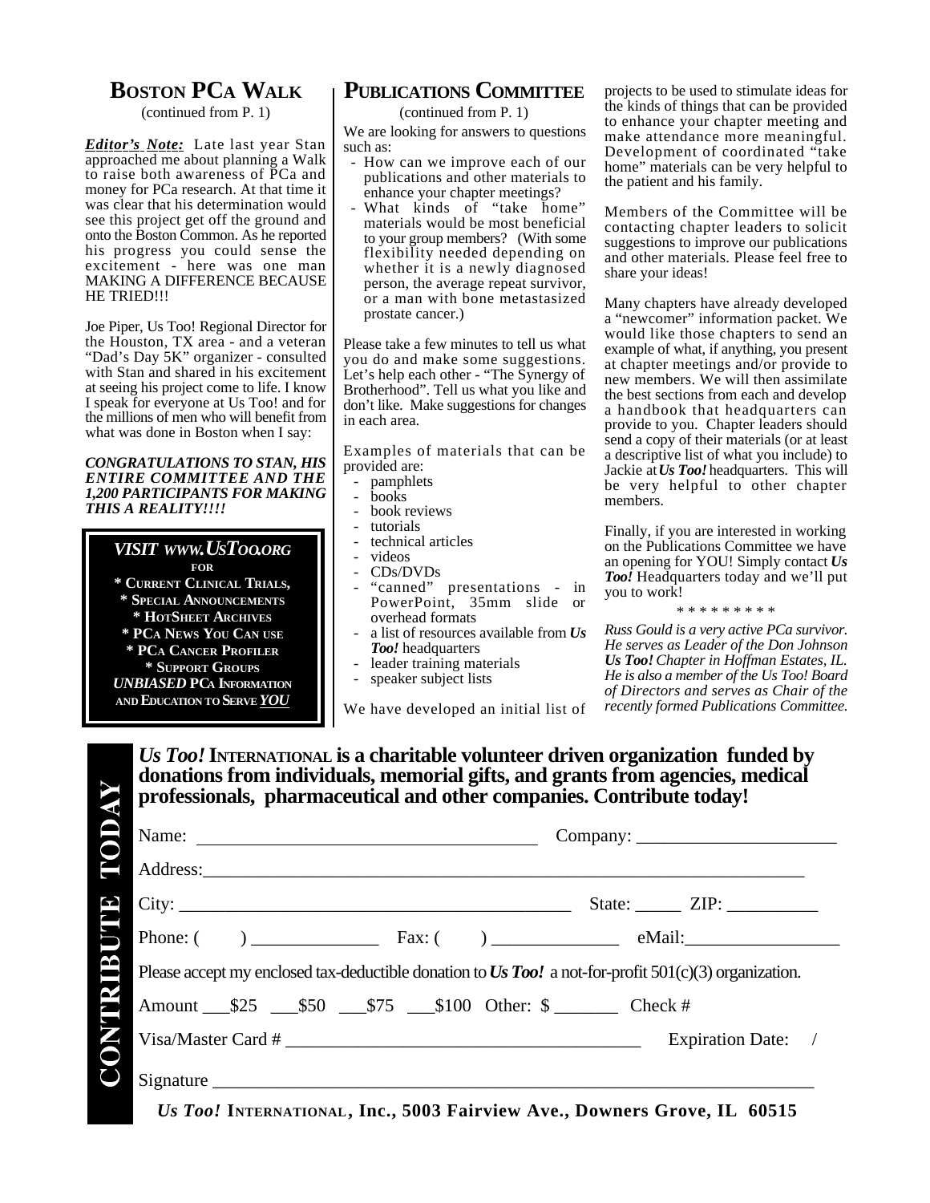## BOSTON PCA WALK

(continued from P. 1)

***Editor's Note:*** Late last year Stan approached me about planning a Walk to raise both awareness of PCa and money for PCa research. At that time it was clear that his determination would see this project get off the ground and onto the Boston Common. As he reported his progress you could sense the excitement - here was one man MAKING A DIFFERENCE BECAUSE HE TRIED!!!

Joe Piper, Us Too! Regional Director for the Houston, TX area - and a veteran "Dad's Day 5K" organizer - consulted with Stan and shared in his excitement at seeing his project come to life. I know I speak for everyone at Us Too! and for the millions of men who will benefit from what was done in Boston when I say:

***CONGRATULATIONS TO STAN, HIS ENTIRE COMMITTEE AND THE 1,200 PARTICIPANTS FOR MAKING THIS A REALITY!!!!***

***VISIT WWW.USTOO.ORG***
**FOR**
**\* CURRENT CLINICAL TRIALS,**
**\* SPECIAL ANNOUNCEMENTS**
**\* HOTSHEET ARCHIVES**
**\* PCA NEWS YOU CAN USE**
**\* PCA CANCER PROFILER**
**\* SUPPORT GROUPS**
***UNBIASED* PCA INFORMATION AND EDUCATION TO SERVE *YOU***

## PUBLICATIONS COMMITTEE

(continued from P. 1)

We are looking for answers to questions such as:

- How can we improve each of our publications and other materials to enhance your chapter meetings?
- What kinds of "take home" materials would be most beneficial to your group members? (With some flexibility needed depending on whether it is a newly diagnosed person, the average repeat survivor, or a man with bone metastasized prostate cancer.)

Please take a few minutes to tell us what you do and make some suggestions. Let's help each other - "The Synergy of Brotherhood". Tell us what you like and don't like. Make suggestions for changes in each area.

Examples of materials that can be provided are:

- pamphlets
- books
- book reviews
- tutorials
- technical articles
- videos
- CDs/DVDs
- "canned" presentations - in PowerPoint, 35mm slide or overhead formats
- a list of resources available from ***Us Too!*** headquarters
- leader training materials
- speaker subject lists

We have developed an initial list of projects to be used to stimulate ideas for the kinds of things that can be provided to enhance your chapter meeting and make attendance more meaningful. Development of coordinated "take home" materials can be very helpful to the patient and his family.

Members of the Committee will be contacting chapter leaders to solicit suggestions to improve our publications and other materials. Please feel free to share your ideas!

Many chapters have already developed a "newcomer" information packet. We would like those chapters to send an example of what, if anything, you present at chapter meetings and/or provide to new members. We will then assimilate the best sections from each and develop a handbook that headquarters can provide to you. Chapter leaders should send a copy of their materials (or at least a descriptive list of what you include) to Jackie at ***Us Too!*** headquarters. This will be very helpful to other chapter members.

Finally, if you are interested in working on the Publications Committee we have an opening for YOU! Simply contact ***Us Too!*** Headquarters today and we'll put you to work!

\* \* \* \* \* \* \* \* \*

*Russ Gould is a very active PCa survivor. He serves as Leader of the Don Johnson **Us Too!** Chapter in Hoffman Estates, IL. He is also a member of the Us Too! Board of Directors and serves as Chair of the recently formed Publications Committee.*

## CONTRIBUTE TODAY

***Us Too!* INTERNATIONAL is a charitable volunteer driven organization funded by donations from individuals, memorial gifts, and grants from agencies, medical professionals, pharmaceutical and other companies. Contribute today!**

Name: ____________________________________ Company: _____________________

Address: ________________________________________________________________

City: ________________________________________ State: _____ ZIP: __________

Phone: ( ) _____________ Fax: ( ) _____________ eMail: _________________

Please accept my enclosed tax-deductible donation to ***Us Too!*** a not-for-profit 501(c)(3) organization.

Amount ___$25 ___$50 ___$75 ___$100 Other: $ _______ Check #

Visa/Master Card # ______________________________________ Expiration Date: /

Signature _______________________________________________________________

***Us Too!* INTERNATIONAL, Inc., 5003 Fairview Ave., Downers Grove, IL 60515**